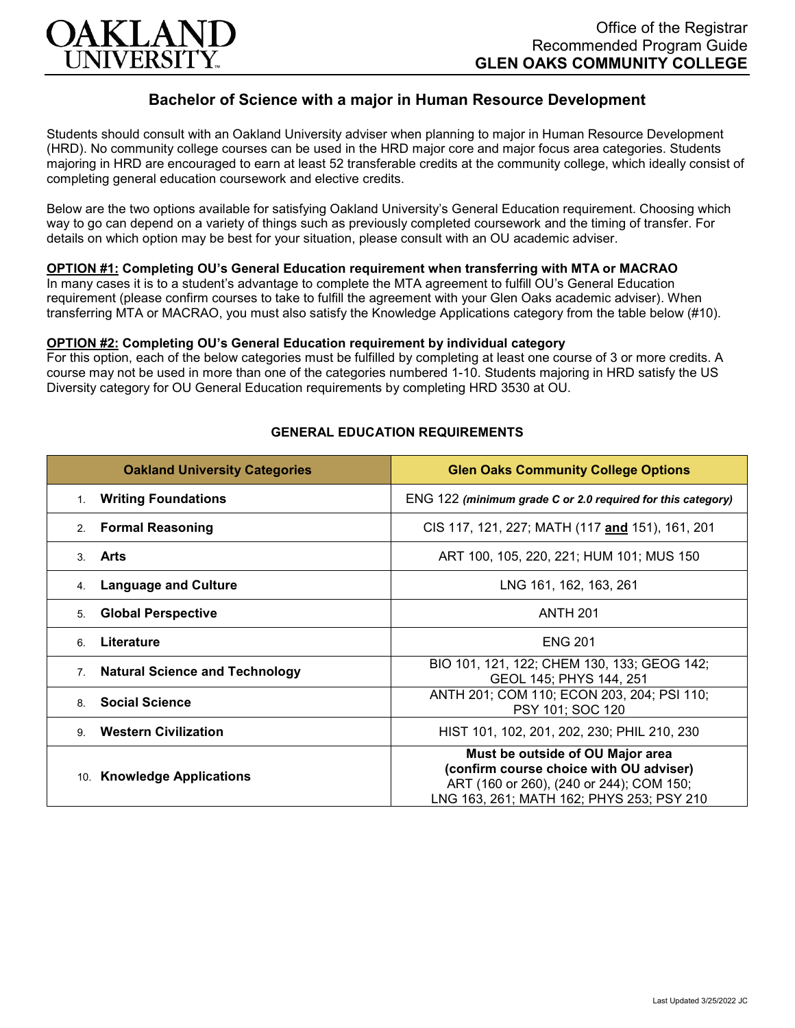OAKLAND UNIVERSITY

Office of the Registrar
Recommended Program Guide
**GLEN OAKS COMMUNITY COLLEGE**

# Bachelor of Science with a major in Human Resource Development

Students should consult with an Oakland University adviser when planning to major in Human Resource Development (HRD). No community college courses can be used in the HRD major core and major focus area categories. Students majoring in HRD are encouraged to earn at least 52 transferable credits at the community college, which ideally consist of completing general education coursework and elective credits.

Below are the two options available for satisfying Oakland University's General Education requirement. Choosing which way to go can depend on a variety of things such as previously completed coursework and the timing of transfer. For details on which option may be best for your situation, please consult with an OU academic adviser.

**OPTION #1: Completing OU's General Education requirement when transferring with MTA or MACRAO**
In many cases it is to a student's advantage to complete the MTA agreement to fulfill OU's General Education requirement (please confirm courses to take to fulfill the agreement with your Glen Oaks academic adviser). When transferring MTA or MACRAO, you must also satisfy the Knowledge Applications category from the table below (#10).

**OPTION #2: Completing OU's General Education requirement by individual category**
For this option, each of the below categories must be fulfilled by completing at least one course of 3 or more credits. A course may not be used in more than one of the categories numbered 1-10. Students majoring in HRD satisfy the US Diversity category for OU General Education requirements by completing HRD 3530 at OU.

## GENERAL EDUCATION REQUIREMENTS

| Oakland University Categories | Glen Oaks Community College Options |
|---|---|
| 1. **Writing Foundations** | ENG 122 *(minimum grade C or 2.0 required for this category)* |
| 2. **Formal Reasoning** | CIS 117, 121, 227; MATH (117 **and** 151), 161, 201 |
| 3. **Arts** | ART 100, 105, 220, 221; HUM 101; MUS 150 |
| 4. **Language and Culture** | LNG 161, 162, 163, 261 |
| 5. **Global Perspective** | ANTH 201 |
| 6. **Literature** | ENG 201 |
| 7. **Natural Science and Technology** | BIO 101, 121, 122; CHEM 130, 133; GEOG 142; GEOL 145; PHYS 144, 251 |
| 8. **Social Science** | ANTH 201; COM 110; ECON 203, 204; PSI 110; PSY 101; SOC 120 |
| 9. **Western Civilization** | HIST 101, 102, 201, 202, 230; PHIL 210, 230 |
| 10. **Knowledge Applications** | **Must be outside of OU Major area (confirm course choice with OU adviser)** ART (160 or 260), (240 or 244); COM 150; LNG 163, 261; MATH 162; PHYS 253; PSY 210 |

Last Updated 3/25/2022 JC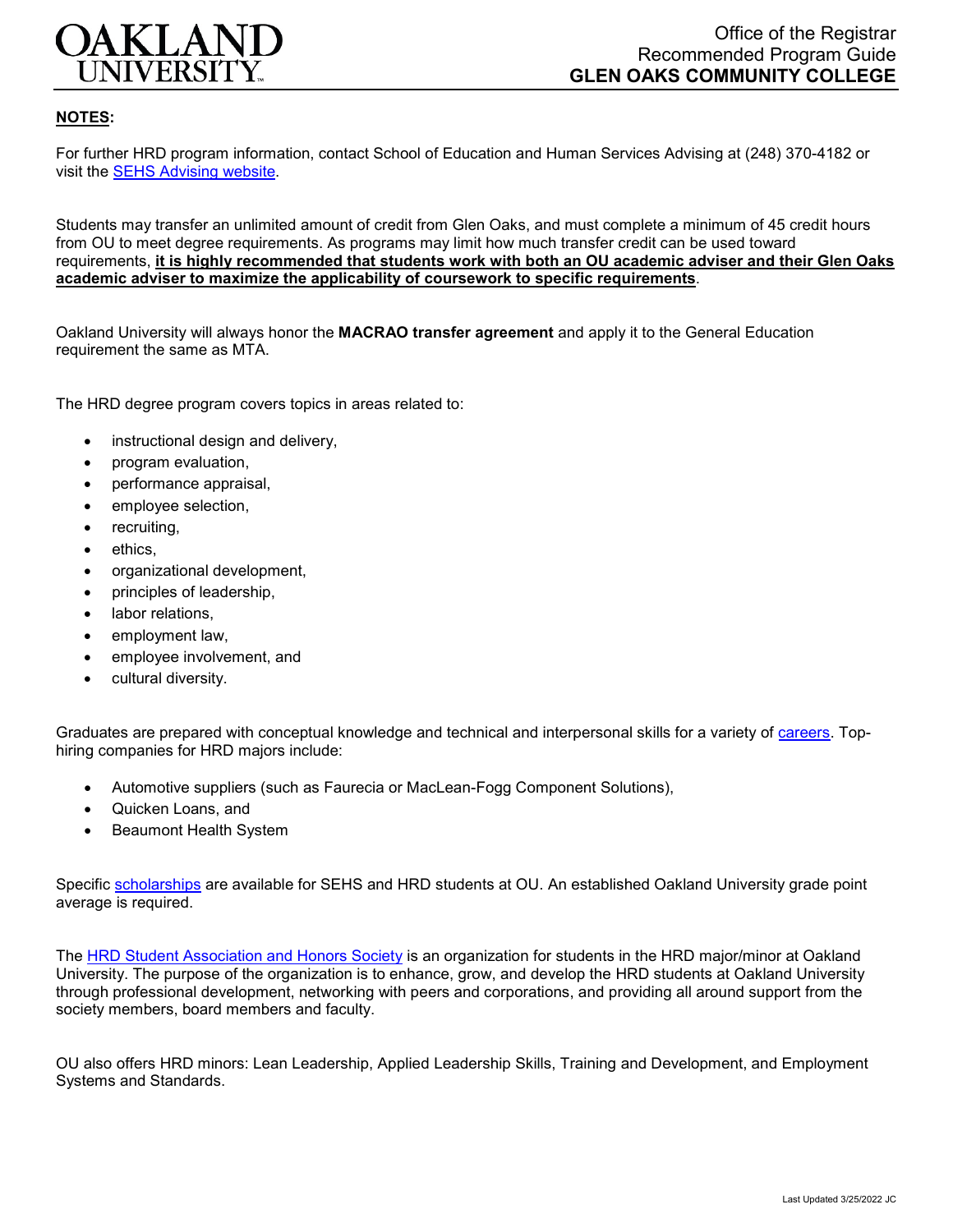**NOTES:**

For further HRD program information, contact School of Education and Human Services Advising at (248) 370-4182 or visit the SEHS Advising website.

Students may transfer an unlimited amount of credit from Glen Oaks, and must complete a minimum of 45 credit hours from OU to meet degree requirements. As programs may limit how much transfer credit can be used toward requirements, **it is highly recommended that students work with both an OU academic adviser and their Glen Oaks academic adviser to maximize the applicability of coursework to specific requirements**.

Oakland University will always honor the **MACRAO transfer agreement** and apply it to the General Education requirement the same as MTA.

The HRD degree program covers topics in areas related to:

- instructional design and delivery,
- program evaluation,
- performance appraisal,
- employee selection,
- recruiting,
- ethics,
- organizational development,
- principles of leadership,
- labor relations,
- employment law,
- employee involvement, and
- cultural diversity.

Graduates are prepared with conceptual knowledge and technical and interpersonal skills for a variety of careers. Top-hiring companies for HRD majors include:

- Automotive suppliers (such as Faurecia or MacLean-Fogg Component Solutions),
- Quicken Loans, and
- Beaumont Health System

Specific scholarships are available for SEHS and HRD students at OU. An established Oakland University grade point average is required.

The HRD Student Association and Honors Society is an organization for students in the HRD major/minor at Oakland University. The purpose of the organization is to enhance, grow, and develop the HRD students at Oakland University through professional development, networking with peers and corporations, and providing all around support from the society members, board members and faculty.

OU also offers HRD minors: Lean Leadership, Applied Leadership Skills, Training and Development, and Employment Systems and Standards.

Last Updated 3/25/2022 JC